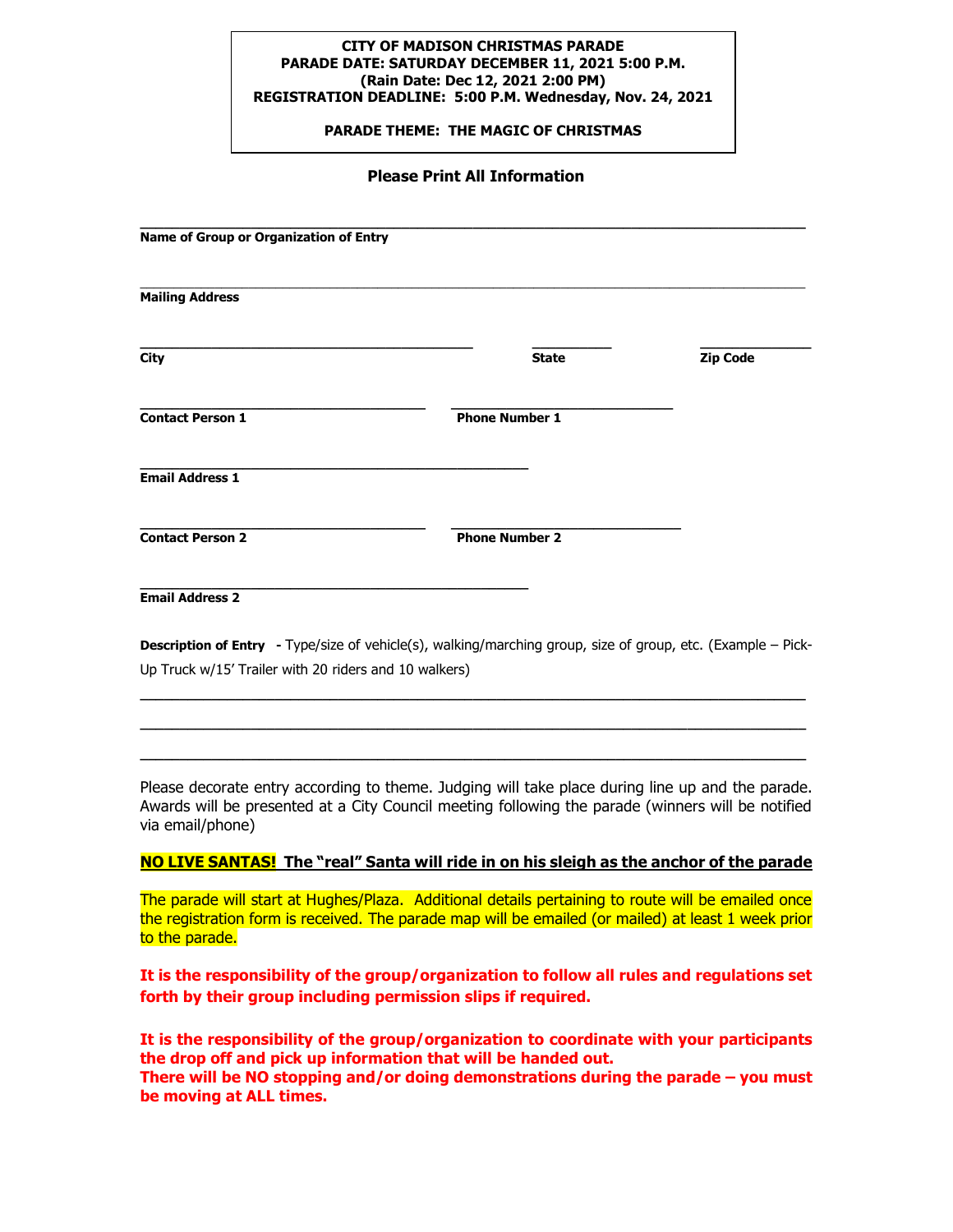**CITY OF MADISON CHRISTMAS PARADE**
**PARADE DATE: SATURDAY DECEMBER 11, 2021 5:00 P.M.**
**(Rain Date: Dec 12, 2021 2:00 PM)**
**REGISTRATION DEADLINE: 5:00 P.M. Wednesday, Nov. 24, 2021**

**PARADE THEME: THE MAGIC OF CHRISTMAS**

**Please Print All Information**

\_\_\_\_\_\_\_\_\_\_\_\_\_\_\_\_\_\_\_\_\_\_\_\_\_\_\_\_\_\_\_\_\_\_\_\_\_\_\_\_\_\_\_\_\_\_\_\_\_\_\_\_\_\_\_\_\_\_\_\_\_\_\_\_\_\_\_\_\_\_
**Name of Group or Organization of Entry**

\_\_\_\_\_\_\_\_\_\_\_\_\_\_\_\_\_\_\_\_\_\_\_\_\_\_\_\_\_\_\_\_\_\_\_\_\_\_\_\_\_\_\_\_\_\_\_\_\_\_\_\_\_\_\_\_\_\_\_\_\_\_\_\_\_\_\_\_\_\_
**Mailing Address**

\_\_\_\_\_\_\_\_\_\_\_\_\_\_\_\_\_\_\_\_\_\_\_\_\_\_\_\_\_\_\_\_\_\_\_\_\_ \_\_\_\_\_\_\_\_\_\_ \_\_\_\_\_\_\_\_\_\_\_\_\_\_
**City** **State** **Zip Code**

\_\_\_\_\_\_\_\_\_\_\_\_\_\_\_\_\_\_\_\_\_\_\_\_\_\_\_\_\_\_\_ \_\_\_\_\_\_\_\_\_\_\_\_\_\_\_\_\_\_\_\_\_\_\_\_\_
**Contact Person 1** **Phone Number 1**

\_\_\_\_\_\_\_\_\_\_\_\_\_\_\_\_\_\_\_\_\_\_\_\_\_\_\_\_\_\_\_\_\_\_\_\_\_\_\_\_\_\_
**Email Address 1**

\_\_\_\_\_\_\_\_\_\_\_\_\_\_\_\_\_\_\_\_\_\_\_\_\_\_\_\_\_\_\_ \_\_\_\_\_\_\_\_\_\_\_\_\_\_\_\_\_\_\_\_\_\_\_\_\_
**Contact Person 2** **Phone Number 2**

\_\_\_\_\_\_\_\_\_\_\_\_\_\_\_\_\_\_\_\_\_\_\_\_\_\_\_\_\_\_\_\_\_\_\_\_\_\_\_\_\_\_
**Email Address 2**

**Description of Entry** - Type/size of vehicle(s), walking/marching group, size of group, etc. (Example – Pick-Up Truck w/15' Trailer with 20 riders and 10 walkers)

\_\_\_\_\_\_\_\_\_\_\_\_\_\_\_\_\_\_\_\_\_\_\_\_\_\_\_\_\_\_\_\_\_\_\_\_\_\_\_\_\_\_\_\_\_\_\_\_\_\_\_\_\_\_\_\_\_\_\_\_\_\_\_\_\_\_\_\_\_\_

\_\_\_\_\_\_\_\_\_\_\_\_\_\_\_\_\_\_\_\_\_\_\_\_\_\_\_\_\_\_\_\_\_\_\_\_\_\_\_\_\_\_\_\_\_\_\_\_\_\_\_\_\_\_\_\_\_\_\_\_\_\_\_\_\_\_\_\_\_\_

\_\_\_\_\_\_\_\_\_\_\_\_\_\_\_\_\_\_\_\_\_\_\_\_\_\_\_\_\_\_\_\_\_\_\_\_\_\_\_\_\_\_\_\_\_\_\_\_\_\_\_\_\_\_\_\_\_\_\_\_\_\_\_\_\_\_\_\_\_\_

Please decorate entry according to theme. Judging will take place during line up and the parade. Awards will be presented at a City Council meeting following the parade (winners will be notified via email/phone)

**NO LIVE SANTAS! The "real" Santa will ride in on his sleigh as the anchor of the parade**

The parade will start at Hughes/Plaza. Additional details pertaining to route will be emailed once the registration form is received. The parade map will be emailed (or mailed) at least 1 week prior to the parade.

**It is the responsibility of the group/organization to follow all rules and regulations set forth by their group including permission slips if required.**

**It is the responsibility of the group/organization to coordinate with your participants the drop off and pick up information that will be handed out.**
**There will be NO stopping and/or doing demonstrations during the parade – you must be moving at ALL times.**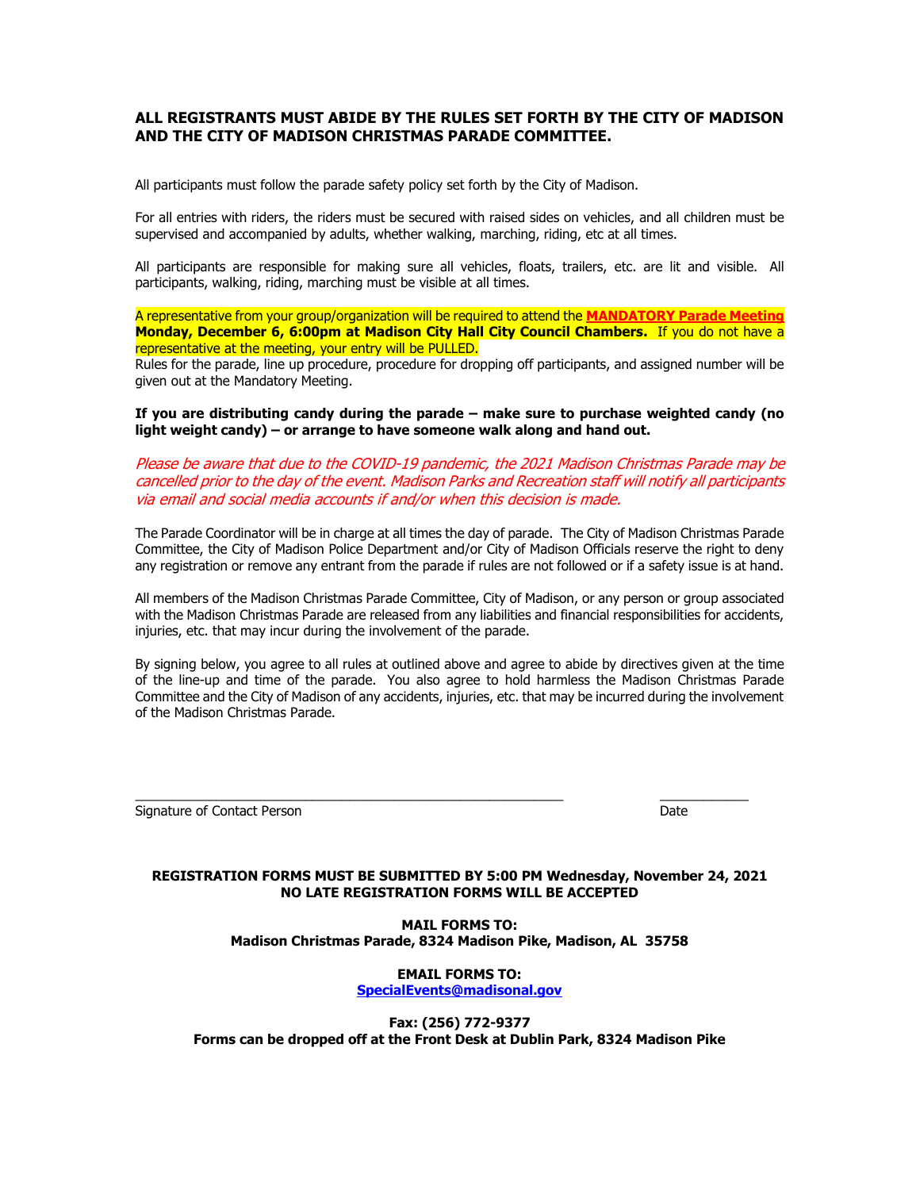**ALL REGISTRANTS MUST ABIDE BY THE RULES SET FORTH BY THE CITY OF MADISON AND THE CITY OF MADISON CHRISTMAS PARADE COMMITTEE.**

All participants must follow the parade safety policy set forth by the City of Madison.

For all entries with riders, the riders must be secured with raised sides on vehicles, and all children must be supervised and accompanied by adults, whether walking, marching, riding, etc at all times.

All participants are responsible for making sure all vehicles, floats, trailers, etc. are lit and visible. All participants, walking, riding, marching must be visible at all times.

A representative from your group/organization will be required to attend the **MANDATORY Parade Meeting** **Monday, December 6, 6:00pm at Madison City Hall City Council Chambers.** If you do not have a representative at the meeting, your entry will be PULLED.
Rules for the parade, line up procedure, procedure for dropping off participants, and assigned number will be given out at the Mandatory Meeting.

**If you are distributing candy during the parade – make sure to purchase weighted candy (no light weight candy) – or arrange to have someone walk along and hand out.**

*Please be aware that due to the COVID-19 pandemic, the 2021 Madison Christmas Parade may be cancelled prior to the day of the event. Madison Parks and Recreation staff will notify all participants via email and social media accounts if and/or when this decision is made.*

The Parade Coordinator will be in charge at all times the day of parade. The City of Madison Christmas Parade Committee, the City of Madison Police Department and/or City of Madison Officials reserve the right to deny any registration or remove any entrant from the parade if rules are not followed or if a safety issue is at hand.

All members of the Madison Christmas Parade Committee, City of Madison, or any person or group associated with the Madison Christmas Parade are released from any liabilities and financial responsibilities for accidents, injuries, etc. that may incur during the involvement of the parade.

By signing below, you agree to all rules at outlined above and agree to abide by directives given at the time of the line-up and time of the parade. You also agree to hold harmless the Madison Christmas Parade Committee and the City of Madison of any accidents, injuries, etc. that may be incurred during the involvement of the Madison Christmas Parade.

\_\_\_\_\_\_\_\_\_\_\_\_\_\_\_\_\_\_\_\_\_\_\_\_\_\_\_\_\_\_\_\_\_\_\_\_\_\_\_\_\_\_\_\_\_\_\_\_ \_\_\_\_\_\_\_\_\_\_\_\_
Signature of Contact Person Date

**REGISTRATION FORMS MUST BE SUBMITTED BY 5:00 PM Wednesday, November 24, 2021**
**NO LATE REGISTRATION FORMS WILL BE ACCEPTED**

**MAIL FORMS TO:**
**Madison Christmas Parade, 8324 Madison Pike, Madison, AL 35758**

**EMAIL FORMS TO:**
**SpecialEvents@madisonal.gov**

**Fax: (256) 772-9377**
**Forms can be dropped off at the Front Desk at Dublin Park, 8324 Madison Pike**